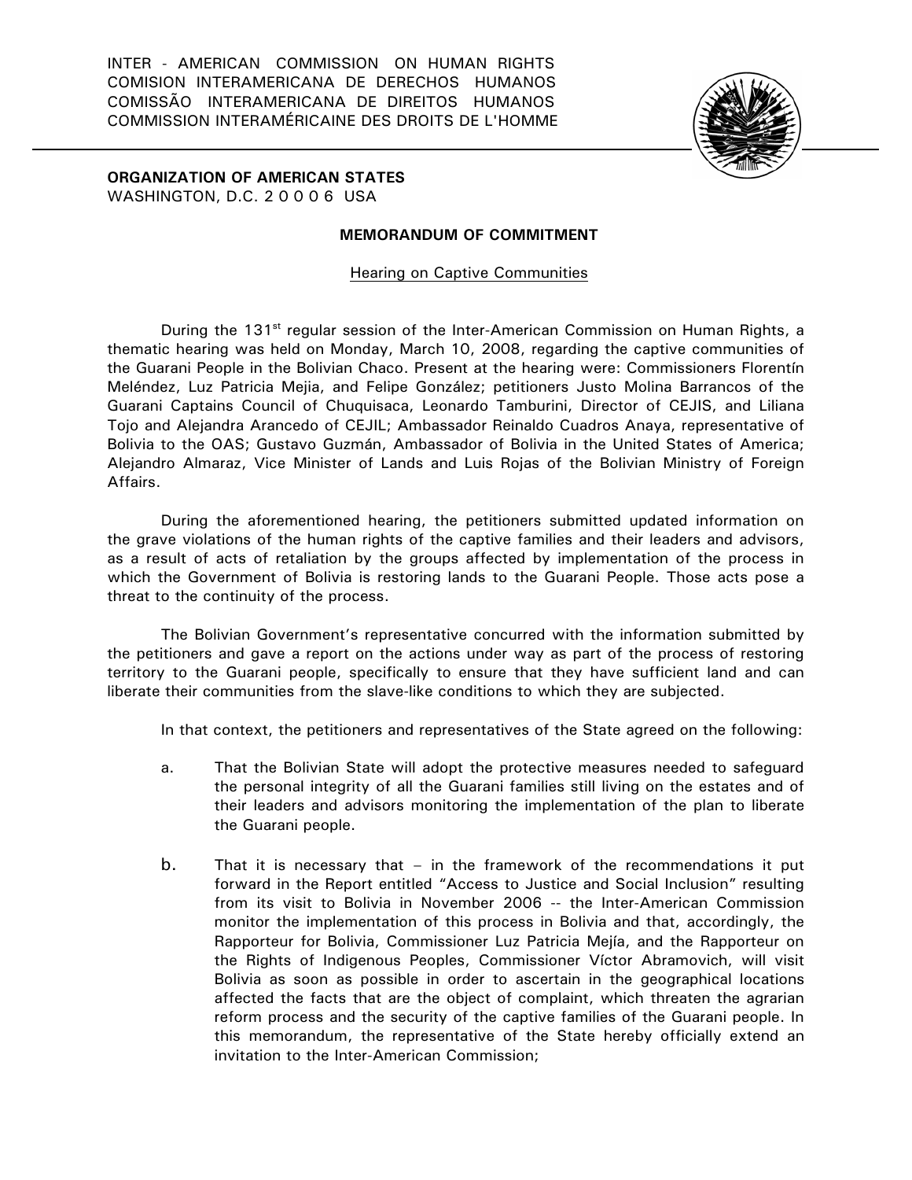INTER - AMERICAN COMMISSION ON HUMAN RIGHTS
COMISION INTERAMERICANA DE DERECHOS HUMANOS
COMISSÃO INTERAMERICANA DE DIREITOS HUMANOS
COMMISSION INTERAMÉRICAINE DES DROITS DE L'HOMME

**ORGANIZATION OF AMERICAN STATES**
WASHINGTON, D.C. 2 0 0 0 6 USA

## MEMORANDUM OF COMMITMENT

Hearing on Captive Communities

During the 131st regular session of the Inter-American Commission on Human Rights, a thematic hearing was held on Monday, March 10, 2008, regarding the captive communities of the Guarani People in the Bolivian Chaco. Present at the hearing were: Commissioners Florentín Meléndez, Luz Patricia Mejia, and Felipe González; petitioners Justo Molina Barrancos of the Guarani Captains Council of Chuquisaca, Leonardo Tamburini, Director of CEJIS, and Liliana Tojo and Alejandra Arancedo of CEJIL; Ambassador Reinaldo Cuadros Anaya, representative of Bolivia to the OAS; Gustavo Guzmán, Ambassador of Bolivia in the United States of America; Alejandro Almaraz, Vice Minister of Lands and Luis Rojas of the Bolivian Ministry of Foreign Affairs.

During the aforementioned hearing, the petitioners submitted updated information on the grave violations of the human rights of the captive families and their leaders and advisors, as a result of acts of retaliation by the groups affected by implementation of the process in which the Government of Bolivia is restoring lands to the Guarani People. Those acts pose a threat to the continuity of the process.

The Bolivian Government's representative concurred with the information submitted by the petitioners and gave a report on the actions under way as part of the process of restoring territory to the Guarani people, specifically to ensure that they have sufficient land and can liberate their communities from the slave-like conditions to which they are subjected.

In that context, the petitioners and representatives of the State agreed on the following:

a. That the Bolivian State will adopt the protective measures needed to safeguard the personal integrity of all the Guarani families still living on the estates and of their leaders and advisors monitoring the implementation of the plan to liberate the Guarani people.

b. That it is necessary that – in the framework of the recommendations it put forward in the Report entitled "Access to Justice and Social Inclusion" resulting from its visit to Bolivia in November 2006 -- the Inter-American Commission monitor the implementation of this process in Bolivia and that, accordingly, the Rapporteur for Bolivia, Commissioner Luz Patricia Mejía, and the Rapporteur on the Rights of Indigenous Peoples, Commissioner Víctor Abramovich, will visit Bolivia as soon as possible in order to ascertain in the geographical locations affected the facts that are the object of complaint, which threaten the agrarian reform process and the security of the captive families of the Guarani people. In this memorandum, the representative of the State hereby officially extend an invitation to the Inter-American Commission;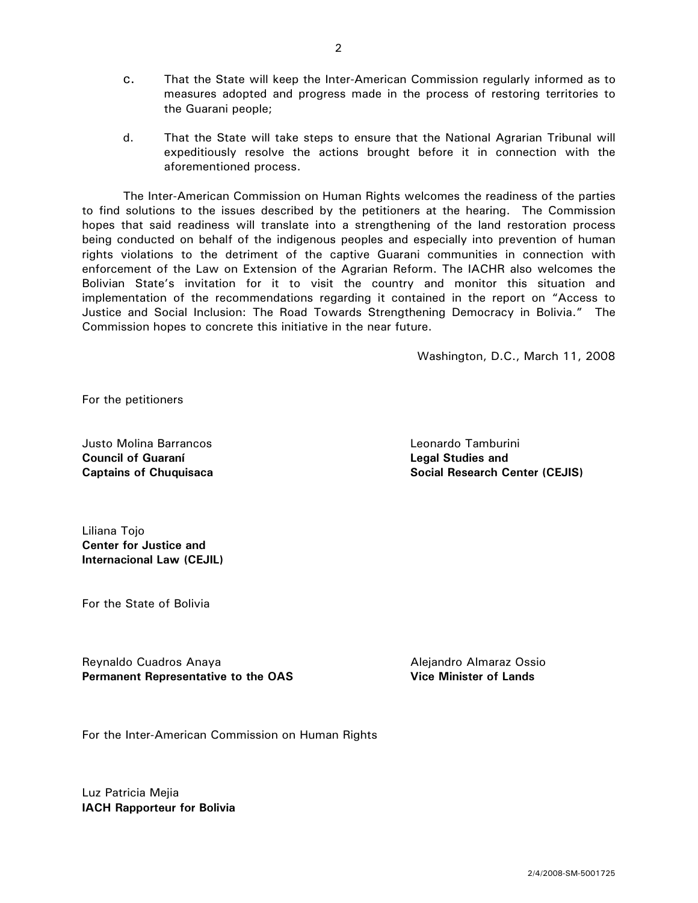c. That the State will keep the Inter-American Commission regularly informed as to measures adopted and progress made in the process of restoring territories to the Guarani people;

d. That the State will take steps to ensure that the National Agrarian Tribunal will expeditiously resolve the actions brought before it in connection with the aforementioned process.

The Inter-American Commission on Human Rights welcomes the readiness of the parties to find solutions to the issues described by the petitioners at the hearing. The Commission hopes that said readiness will translate into a strengthening of the land restoration process being conducted on behalf of the indigenous peoples and especially into prevention of human rights violations to the detriment of the captive Guarani communities in connection with enforcement of the Law on Extension of the Agrarian Reform. The IACHR also welcomes the Bolivian State's invitation for it to visit the country and monitor this situation and implementation of the recommendations regarding it contained in the report on "Access to Justice and Social Inclusion: The Road Towards Strengthening Democracy in Bolivia." The Commission hopes to concrete this initiative in the near future.

Washington, D.C., March 11, 2008

For the petitioners

Justo Molina Barrancos
**Council of Guaraní**
**Captains of Chuquisaca**

Leonardo Tamburini
**Legal Studies and**
**Social Research Center (CEJIS)**

Liliana Tojo
**Center for Justice and**
**Internacional Law (CEJIL)**

For the State of Bolivia

Reynaldo Cuadros Anaya
**Permanent Representative to the OAS**

Alejandro Almaraz Ossio
**Vice Minister of Lands**

For the Inter-American Commission on Human Rights

Luz Patricia Mejia
**IACH Rapporteur for Bolivia**

2/4/2008-SM-5001725